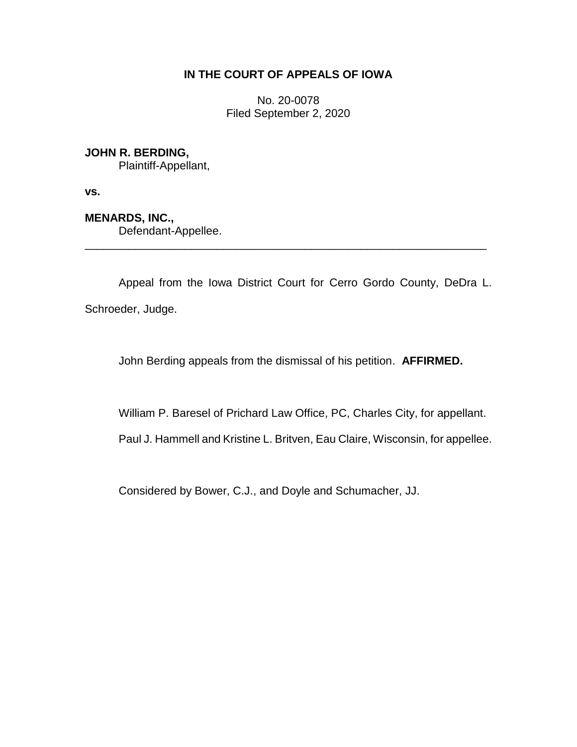# IN THE COURT OF APPEALS OF IOWA

No. 20-0078
Filed September 2, 2020

**JOHN R. BERDING,**
Plaintiff-Appellant,

**vs.**

**MENARDS, INC.,**
Defendant-Appellee.

---

Appeal from the Iowa District Court for Cerro Gordo County, DeDra L. Schroeder, Judge.

John Berding appeals from the dismissal of his petition. **AFFIRMED.**

William P. Baresel of Prichard Law Office, PC, Charles City, for appellant.

Paul J. Hammell and Kristine L. Britven, Eau Claire, Wisconsin, for appellee.

Considered by Bower, C.J., and Doyle and Schumacher, JJ.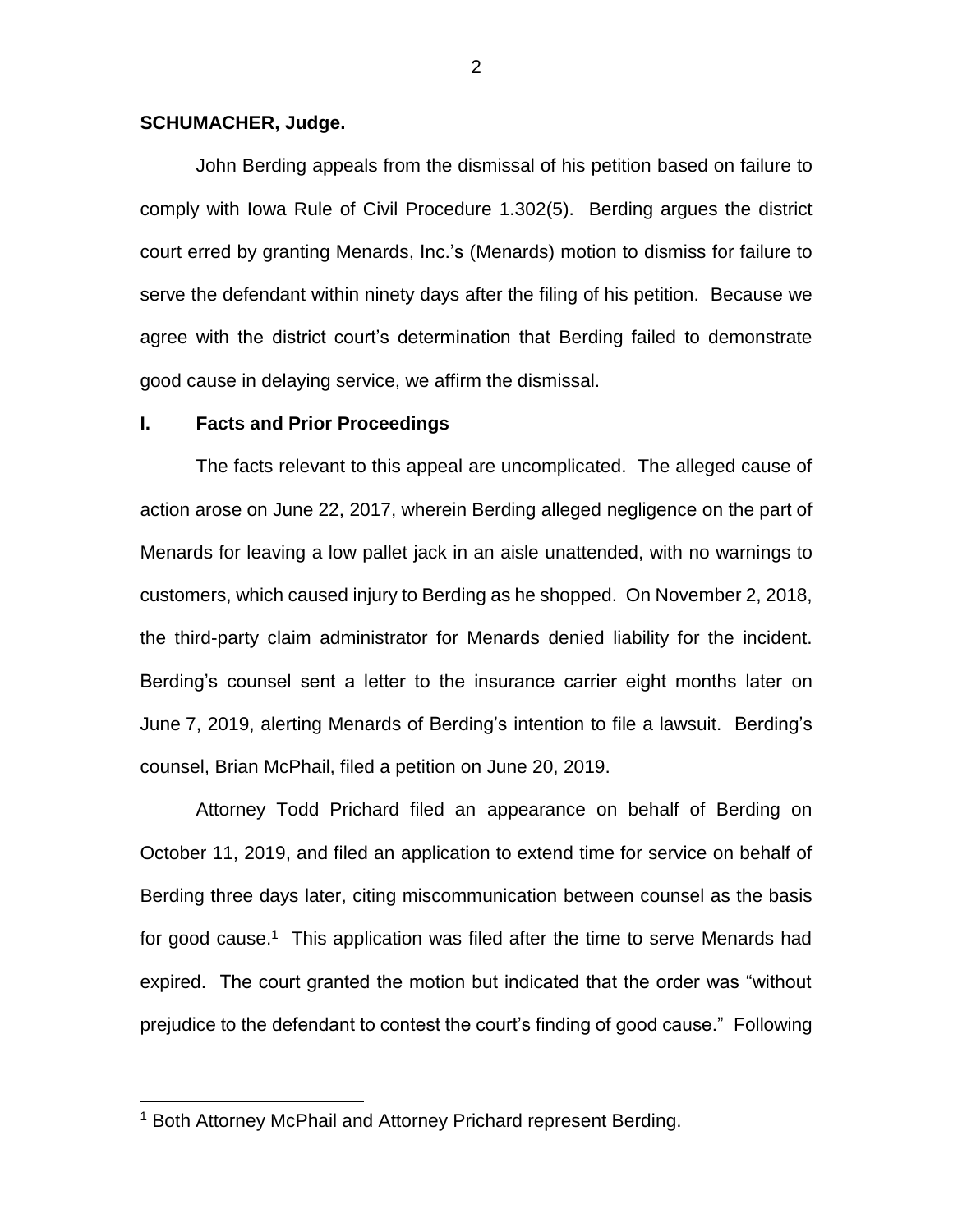**SCHUMACHER, Judge.**

John Berding appeals from the dismissal of his petition based on failure to comply with Iowa Rule of Civil Procedure 1.302(5). Berding argues the district court erred by granting Menards, Inc.'s (Menards) motion to dismiss for failure to serve the defendant within ninety days after the filing of his petition. Because we agree with the district court's determination that Berding failed to demonstrate good cause in delaying service, we affirm the dismissal.

## I. Facts and Prior Proceedings

The facts relevant to this appeal are uncomplicated. The alleged cause of action arose on June 22, 2017, wherein Berding alleged negligence on the part of Menards for leaving a low pallet jack in an aisle unattended, with no warnings to customers, which caused injury to Berding as he shopped. On November 2, 2018, the third-party claim administrator for Menards denied liability for the incident. Berding's counsel sent a letter to the insurance carrier eight months later on June 7, 2019, alerting Menards of Berding's intention to file a lawsuit. Berding's counsel, Brian McPhail, filed a petition on June 20, 2019.

Attorney Todd Prichard filed an appearance on behalf of Berding on October 11, 2019, and filed an application to extend time for service on behalf of Berding three days later, citing miscommunication between counsel as the basis for good cause.[1] This application was filed after the time to serve Menards had expired. The court granted the motion but indicated that the order was "without prejudice to the defendant to contest the court's finding of good cause." Following

[1] Both Attorney McPhail and Attorney Prichard represent Berding.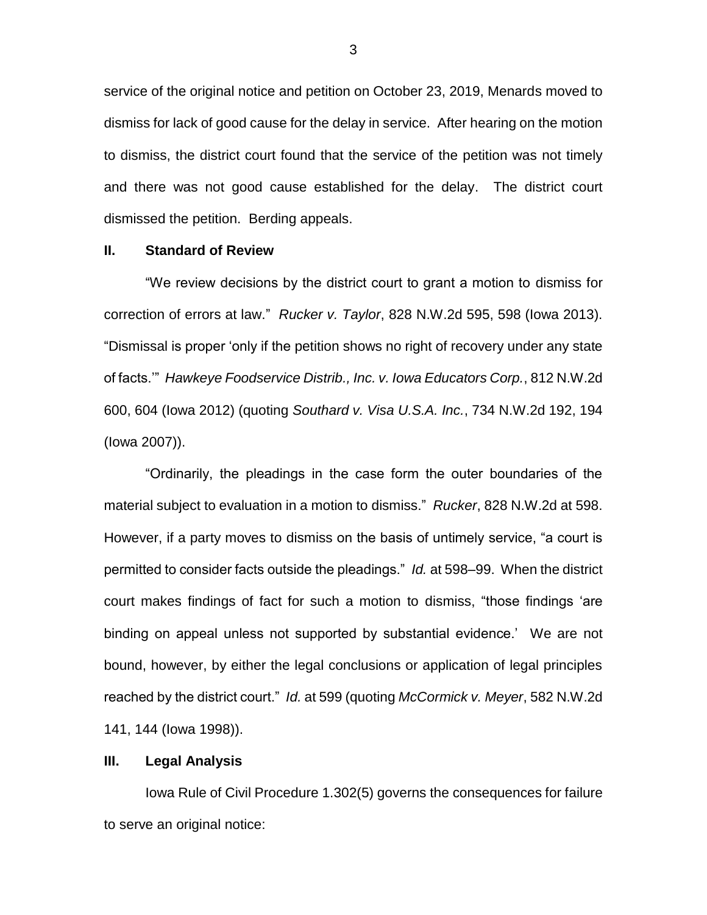service of the original notice and petition on October 23, 2019, Menards moved to dismiss for lack of good cause for the delay in service. After hearing on the motion to dismiss, the district court found that the service of the petition was not timely and there was not good cause established for the delay. The district court dismissed the petition. Berding appeals.

## II. Standard of Review

"We review decisions by the district court to grant a motion to dismiss for correction of errors at law." *Rucker v. Taylor*, 828 N.W.2d 595, 598 (Iowa 2013). "Dismissal is proper 'only if the petition shows no right of recovery under any state of facts.'" *Hawkeye Foodservice Distrib., Inc. v. Iowa Educators Corp.*, 812 N.W.2d 600, 604 (Iowa 2012) (quoting *Southard v. Visa U.S.A. Inc.*, 734 N.W.2d 192, 194 (Iowa 2007)).

"Ordinarily, the pleadings in the case form the outer boundaries of the material subject to evaluation in a motion to dismiss." *Rucker*, 828 N.W.2d at 598. However, if a party moves to dismiss on the basis of untimely service, "a court is permitted to consider facts outside the pleadings." *Id.* at 598–99. When the district court makes findings of fact for such a motion to dismiss, "those findings 'are binding on appeal unless not supported by substantial evidence.' We are not bound, however, by either the legal conclusions or application of legal principles reached by the district court." *Id.* at 599 (quoting *McCormick v. Meyer*, 582 N.W.2d 141, 144 (Iowa 1998)).

## III. Legal Analysis

Iowa Rule of Civil Procedure 1.302(5) governs the consequences for failure to serve an original notice: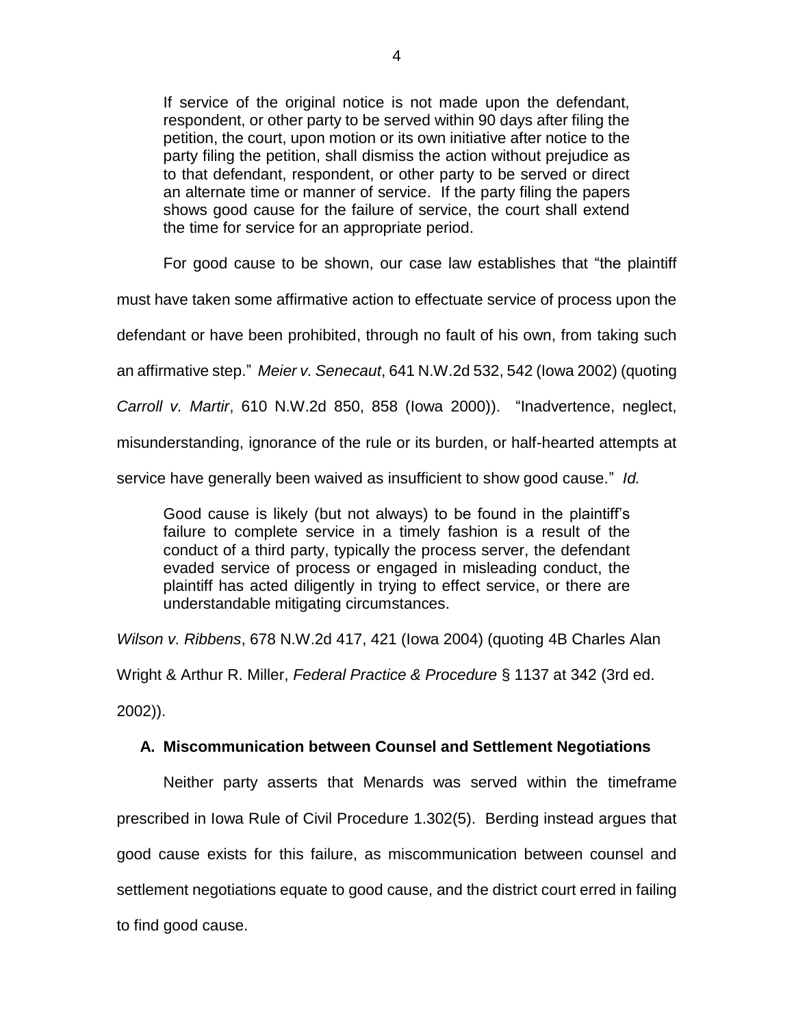> If service of the original notice is not made upon the defendant, respondent, or other party to be served within 90 days after filing the petition, the court, upon motion or its own initiative after notice to the party filing the petition, shall dismiss the action without prejudice as to that defendant, respondent, or other party to be served or direct an alternate time or manner of service. If the party filing the papers shows good cause for the failure of service, the court shall extend the time for service for an appropriate period.

For good cause to be shown, our case law establishes that "the plaintiff must have taken some affirmative action to effectuate service of process upon the defendant or have been prohibited, through no fault of his own, from taking such an affirmative step." *Meier v. Senecaut*, 641 N.W.2d 532, 542 (Iowa 2002) (quoting *Carroll v. Martir*, 610 N.W.2d 850, 858 (Iowa 2000)). "Inadvertence, neglect, misunderstanding, ignorance of the rule or its burden, or half-hearted attempts at service have generally been waived as insufficient to show good cause." *Id.*

> Good cause is likely (but not always) to be found in the plaintiff's failure to complete service in a timely fashion is a result of the conduct of a third party, typically the process server, the defendant evaded service of process or engaged in misleading conduct, the plaintiff has acted diligently in trying to effect service, or there are understandable mitigating circumstances.

*Wilson v. Ribbens*, 678 N.W.2d 417, 421 (Iowa 2004) (quoting 4B Charles Alan Wright & Arthur R. Miller, *Federal Practice & Procedure* § 1137 at 342 (3rd ed. 2002)).

### A. Miscommunication between Counsel and Settlement Negotiations

Neither party asserts that Menards was served within the timeframe prescribed in Iowa Rule of Civil Procedure 1.302(5). Berding instead argues that good cause exists for this failure, as miscommunication between counsel and settlement negotiations equate to good cause, and the district court erred in failing to find good cause.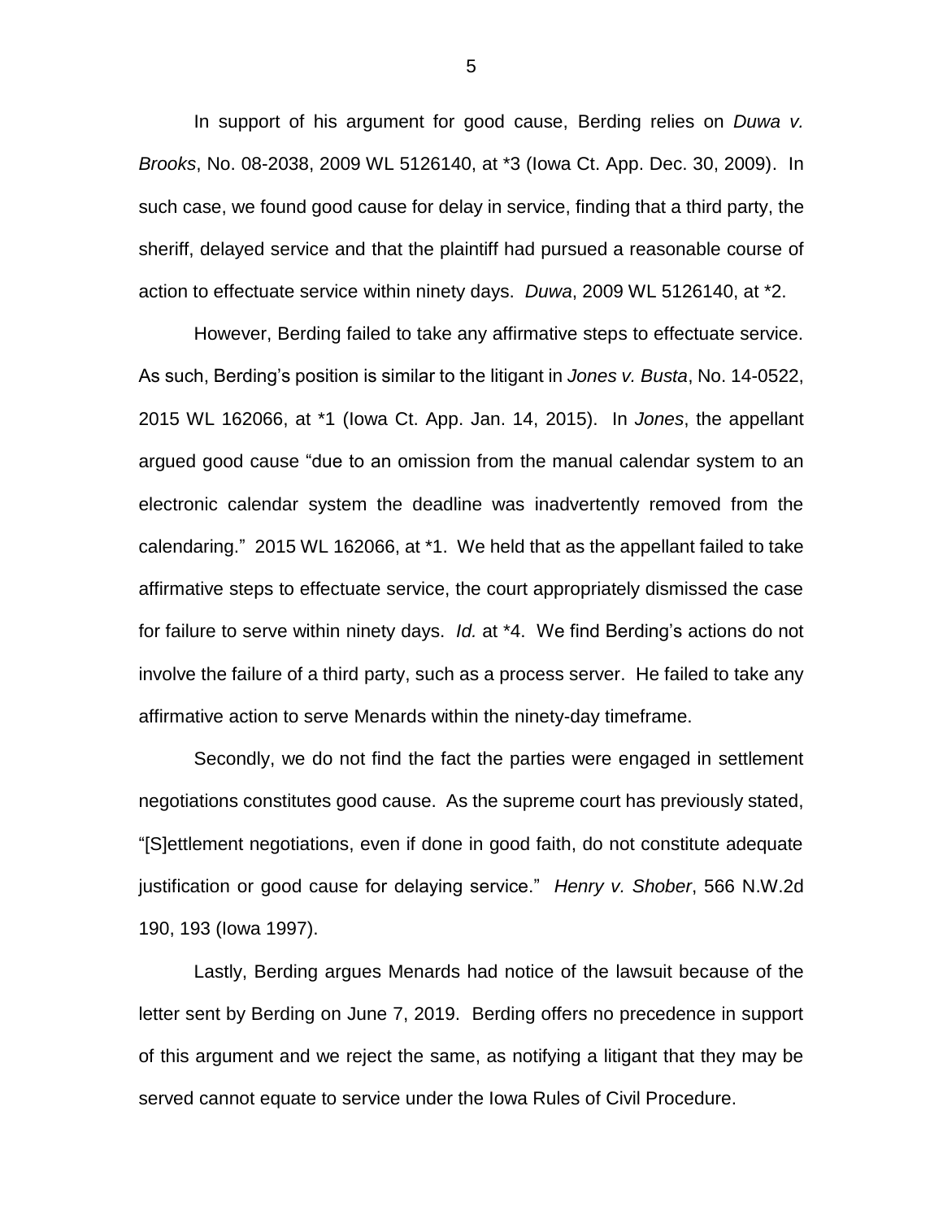In support of his argument for good cause, Berding relies on *Duwa v. Brooks*, No. 08-2038, 2009 WL 5126140, at *3 (Iowa Ct. App. Dec. 30, 2009). In such case, we found good cause for delay in service, finding that a third party, the sheriff, delayed service and that the plaintiff had pursued a reasonable course of action to effectuate service within ninety days. *Duwa*, 2009 WL 5126140, at *2.

However, Berding failed to take any affirmative steps to effectuate service. As such, Berding's position is similar to the litigant in *Jones v. Busta*, No. 14-0522, 2015 WL 162066, at *1 (Iowa Ct. App. Jan. 14, 2015). In *Jones*, the appellant argued good cause "due to an omission from the manual calendar system to an electronic calendar system the deadline was inadvertently removed from the calendaring." 2015 WL 162066, at *1. We held that as the appellant failed to take affirmative steps to effectuate service, the court appropriately dismissed the case for failure to serve within ninety days. *Id.* at *4. We find Berding's actions do not involve the failure of a third party, such as a process server. He failed to take any affirmative action to serve Menards within the ninety-day timeframe.

Secondly, we do not find the fact the parties were engaged in settlement negotiations constitutes good cause. As the supreme court has previously stated, "[S]ettlement negotiations, even if done in good faith, do not constitute adequate justification or good cause for delaying service." *Henry v. Shober*, 566 N.W.2d 190, 193 (Iowa 1997).

Lastly, Berding argues Menards had notice of the lawsuit because of the letter sent by Berding on June 7, 2019. Berding offers no precedence in support of this argument and we reject the same, as notifying a litigant that they may be served cannot equate to service under the Iowa Rules of Civil Procedure.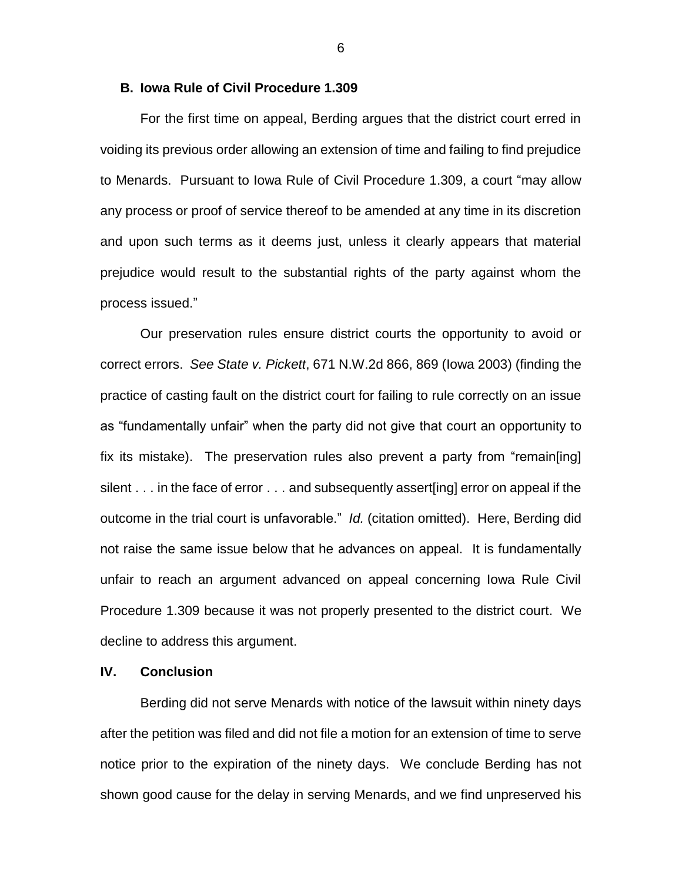### B. Iowa Rule of Civil Procedure 1.309

For the first time on appeal, Berding argues that the district court erred in voiding its previous order allowing an extension of time and failing to find prejudice to Menards. Pursuant to Iowa Rule of Civil Procedure 1.309, a court "may allow any process or proof of service thereof to be amended at any time in its discretion and upon such terms as it deems just, unless it clearly appears that material prejudice would result to the substantial rights of the party against whom the process issued."

Our preservation rules ensure district courts the opportunity to avoid or correct errors. *See State v. Pickett*, 671 N.W.2d 866, 869 (Iowa 2003) (finding the practice of casting fault on the district court for failing to rule correctly on an issue as "fundamentally unfair" when the party did not give that court an opportunity to fix its mistake). The preservation rules also prevent a party from "remain[ing] silent . . . in the face of error . . . and subsequently assert[ing] error on appeal if the outcome in the trial court is unfavorable." *Id.* (citation omitted). Here, Berding did not raise the same issue below that he advances on appeal. It is fundamentally unfair to reach an argument advanced on appeal concerning Iowa Rule Civil Procedure 1.309 because it was not properly presented to the district court. We decline to address this argument.

## IV. Conclusion

Berding did not serve Menards with notice of the lawsuit within ninety days after the petition was filed and did not file a motion for an extension of time to serve notice prior to the expiration of the ninety days. We conclude Berding has not shown good cause for the delay in serving Menards, and we find unpreserved his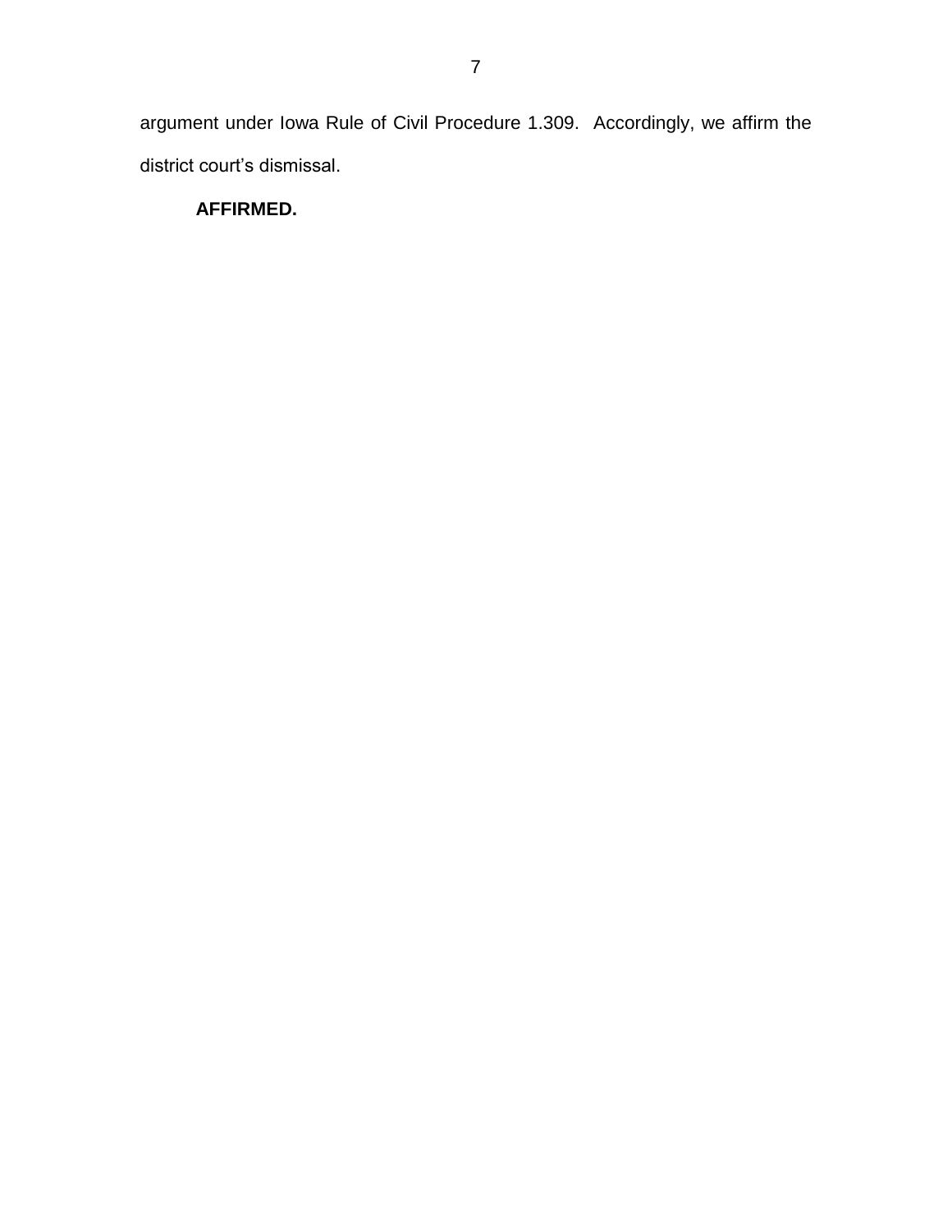argument under Iowa Rule of Civil Procedure 1.309. Accordingly, we affirm the district court's dismissal.

**AFFIRMED.**